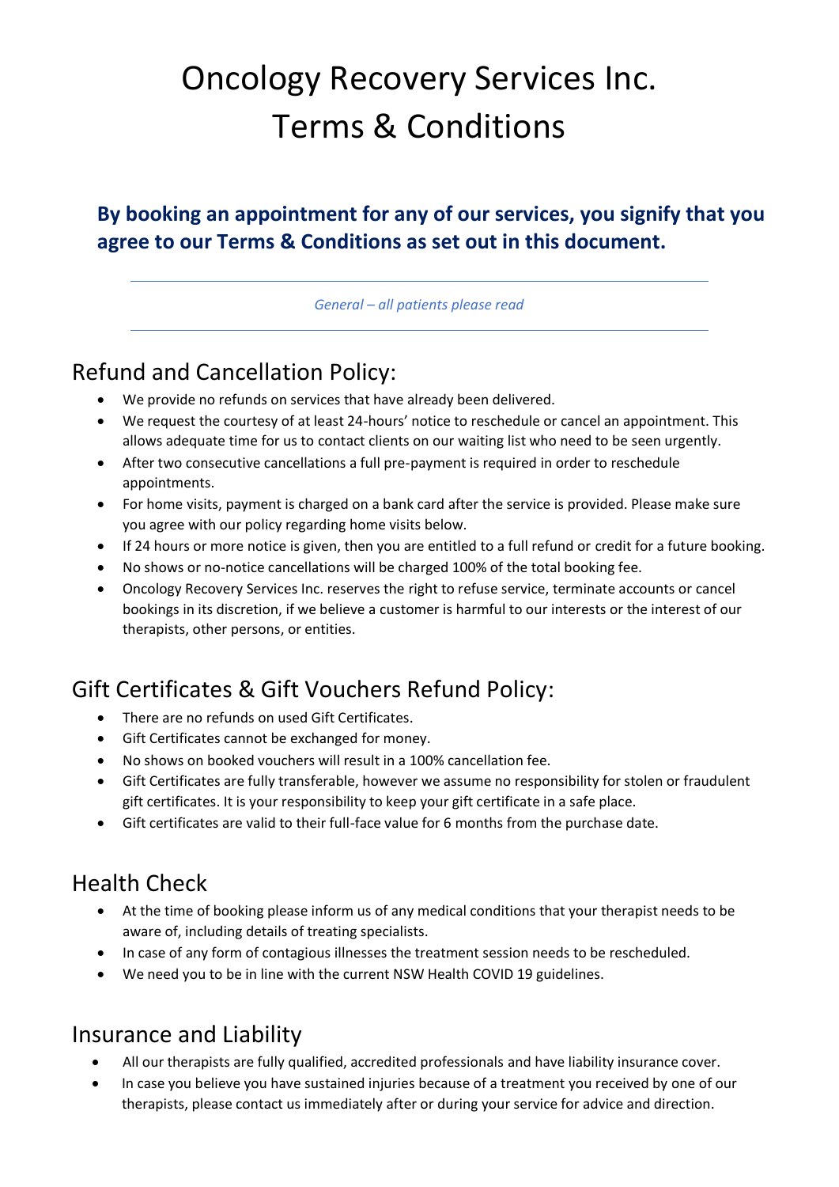# Oncology Recovery Services Inc.
# Terms & Conditions

**By booking an appointment for any of our services, you signify that you agree to our Terms & Conditions as set out in this document.**

---

*General – all patients please read*

---

## Refund and Cancellation Policy:

- We provide no refunds on services that have already been delivered.
- We request the courtesy of at least 24-hours' notice to reschedule or cancel an appointment. This allows adequate time for us to contact clients on our waiting list who need to be seen urgently.
- After two consecutive cancellations a full pre-payment is required in order to reschedule appointments.
- For home visits, payment is charged on a bank card after the service is provided. Please make sure you agree with our policy regarding home visits below.
- If 24 hours or more notice is given, then you are entitled to a full refund or credit for a future booking.
- No shows or no-notice cancellations will be charged 100% of the total booking fee.
- Oncology Recovery Services Inc. reserves the right to refuse service, terminate accounts or cancel bookings in its discretion, if we believe a customer is harmful to our interests or the interest of our therapists, other persons, or entities.

## Gift Certificates & Gift Vouchers Refund Policy:

- There are no refunds on used Gift Certificates.
- Gift Certificates cannot be exchanged for money.
- No shows on booked vouchers will result in a 100% cancellation fee.
- Gift Certificates are fully transferable, however we assume no responsibility for stolen or fraudulent gift certificates. It is your responsibility to keep your gift certificate in a safe place.
- Gift certificates are valid to their full-face value for 6 months from the purchase date.

## Health Check

- At the time of booking please inform us of any medical conditions that your therapist needs to be aware of, including details of treating specialists.
- In case of any form of contagious illnesses the treatment session needs to be rescheduled.
- We need you to be in line with the current NSW Health COVID 19 guidelines.

## Insurance and Liability

- All our therapists are fully qualified, accredited professionals and have liability insurance cover.
- In case you believe you have sustained injuries because of a treatment you received by one of our therapists, please contact us immediately after or during your service for advice and direction.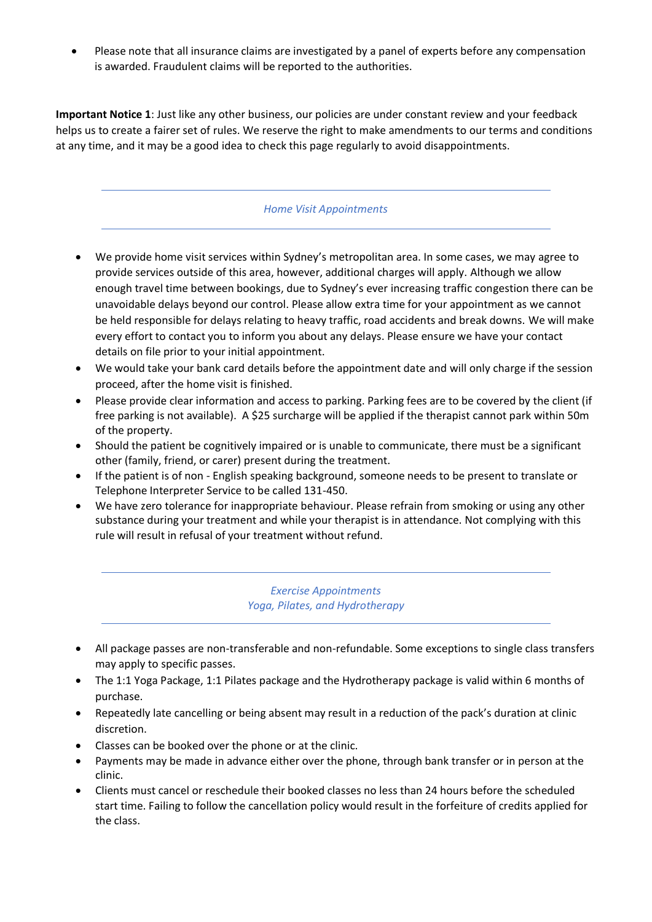- Please note that all insurance claims are investigated by a panel of experts before any compensation is awarded. Fraudulent claims will be reported to the authorities.

**Important Notice 1**: Just like any other business, our policies are under constant review and your feedback helps us to create a fairer set of rules. We reserve the right to make amendments to our terms and conditions at any time, and it may be a good idea to check this page regularly to avoid disappointments.

---

### *Home Visit Appointments*

---

- We provide home visit services within Sydney's metropolitan area. In some cases, we may agree to provide services outside of this area, however, additional charges will apply. Although we allow enough travel time between bookings, due to Sydney's ever increasing traffic congestion there can be unavoidable delays beyond our control. Please allow extra time for your appointment as we cannot be held responsible for delays relating to heavy traffic, road accidents and break downs. We will make every effort to contact you to inform you about any delays. Please ensure we have your contact details on file prior to your initial appointment.
- We would take your bank card details before the appointment date and will only charge if the session proceed, after the home visit is finished.
- Please provide clear information and access to parking. Parking fees are to be covered by the client (if free parking is not available). A $25 surcharge will be applied if the therapist cannot park within 50m of the property.
- Should the patient be cognitively impaired or is unable to communicate, there must be a significant other (family, friend, or carer) present during the treatment.
- If the patient is of non - English speaking background, someone needs to be present to translate or Telephone Interpreter Service to be called 131-450.
- We have zero tolerance for inappropriate behaviour. Please refrain from smoking or using any other substance during your treatment and while your therapist is in attendance. Not complying with this rule will result in refusal of your treatment without refund.

---

### *Exercise Appointments*
### *Yoga, Pilates, and Hydrotherapy*

---

- All package passes are non-transferable and non-refundable. Some exceptions to single class transfers may apply to specific passes.
- The 1:1 Yoga Package, 1:1 Pilates package and the Hydrotherapy package is valid within 6 months of purchase.
- Repeatedly late cancelling or being absent may result in a reduction of the pack's duration at clinic discretion.
- Classes can be booked over the phone or at the clinic.
- Payments may be made in advance either over the phone, through bank transfer or in person at the clinic.
- Clients must cancel or reschedule their booked classes no less than 24 hours before the scheduled start time. Failing to follow the cancellation policy would result in the forfeiture of credits applied for the class.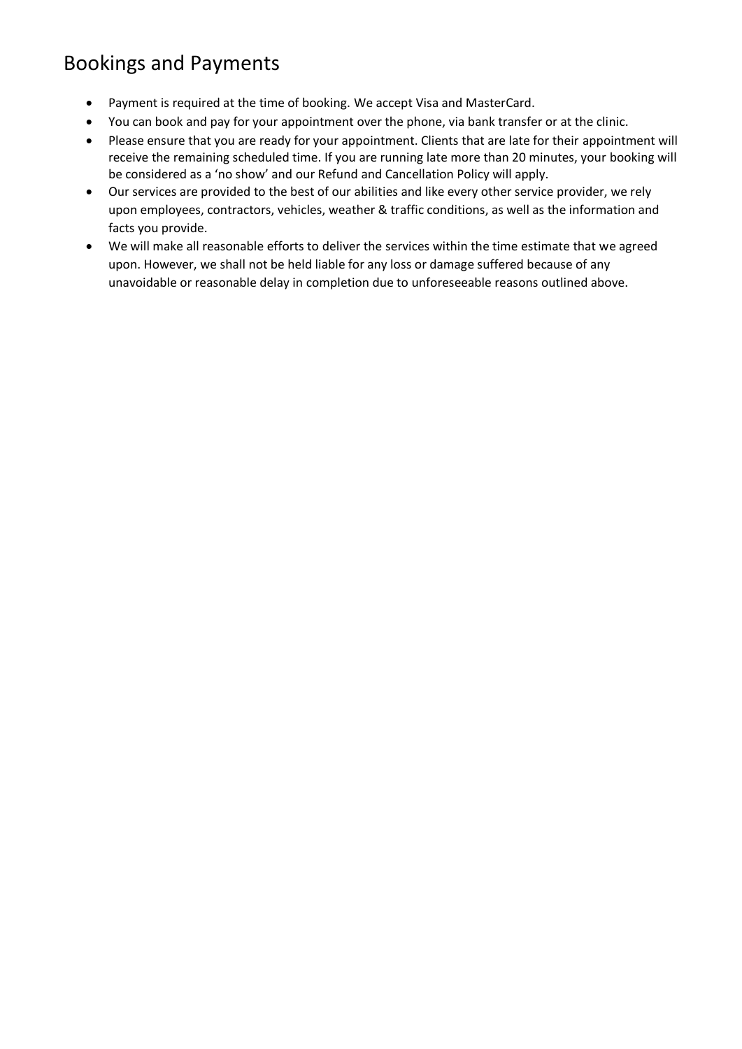# Bookings and Payments

- Payment is required at the time of booking. We accept Visa and MasterCard.
- You can book and pay for your appointment over the phone, via bank transfer or at the clinic.
- Please ensure that you are ready for your appointment. Clients that are late for their appointment will receive the remaining scheduled time. If you are running late more than 20 minutes, your booking will be considered as a 'no show' and our Refund and Cancellation Policy will apply.
- Our services are provided to the best of our abilities and like every other service provider, we rely upon employees, contractors, vehicles, weather & traffic conditions, as well as the information and facts you provide.
- We will make all reasonable efforts to deliver the services within the time estimate that we agreed upon. However, we shall not be held liable for any loss or damage suffered because of any unavoidable or reasonable delay in completion due to unforeseeable reasons outlined above.